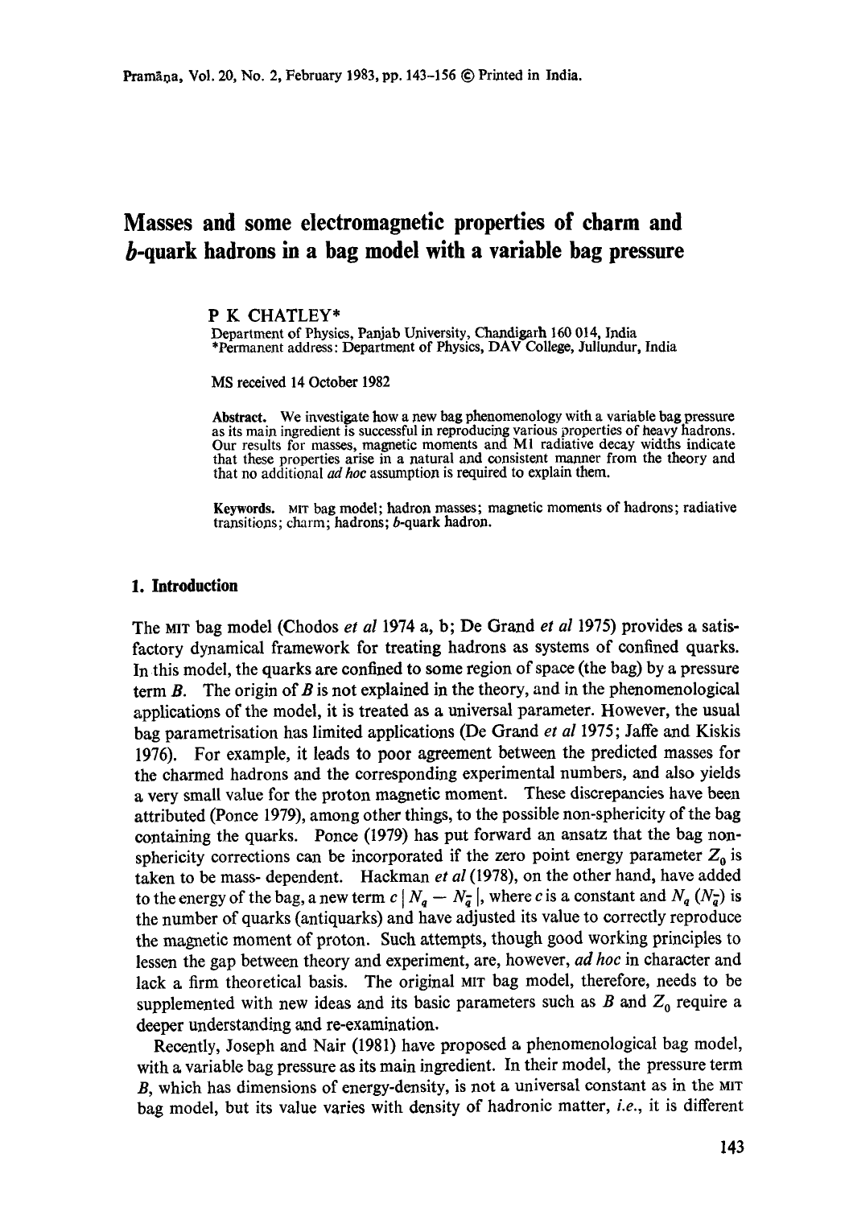# Masses and some electromagnetic properties of charm and b-quark hadrons in a bag model with a variable bag pressure

P K CHATLEY*

Department of Physics, Panjab University, Chandigarh 160 014, India
*Permanent address: Department of Physics, DAV College, Jullundur, India

MS received 14 October 1982

**Abstract.** We investigate how a new bag phenomenology with a variable bag pressure as its main ingredient is successful in reproducing various properties of heavy hadrons. Our results for masses, magnetic moments and M1 radiative decay widths indicate that these properties arise in a natural and consistent manner from the theory and that no additional *ad hoc* assumption is required to explain them.

**Keywords.** MIT bag model; hadron masses; magnetic moments of hadrons; radiative transitions; charm; hadrons; b-quark hadron.

## 1. Introduction

The MIT bag model (Chodos *et al* 1974 a, b; De Grand *et al* 1975) provides a satisfactory dynamical framework for treating hadrons as systems of confined quarks. In this model, the quarks are confined to some region of space (the bag) by a pressure term $B$. The origin of $B$ is not explained in the theory, and in the phenomenological applications of the model, it is treated as a universal parameter. However, the usual bag parametrisation has limited applications (De Grand *et al* 1975; Jaffe and Kiskis 1976). For example, it leads to poor agreement between the predicted masses for the charmed hadrons and the corresponding experimental numbers, and also yields a very small value for the proton magnetic moment. These discrepancies have been attributed (Ponce 1979), among other things, to the possible non-sphericity of the bag containing the quarks. Ponce (1979) has put forward an ansatz that the bag non-sphericity corrections can be incorporated if the zero point energy parameter $Z_0$ is taken to be mass- dependent. Hackman *et al* (1978), on the other hand, have added to the energy of the bag, a new term $c \mid N_q - N_{\bar{q}} \mid$, where $c$ is a constant and $N_q$ ($N_{\bar{q}}$) is the number of quarks (antiquarks) and have adjusted its value to correctly reproduce the magnetic moment of proton. Such attempts, though good working principles to lessen the gap between theory and experiment, are, however, *ad hoc* in character and lack a firm theoretical basis. The original MIT bag model, therefore, needs to be supplemented with new ideas and its basic parameters such as $B$ and $Z_0$ require a deeper understanding and re-examination.

Recently, Joseph and Nair (1981) have proposed a phenomenological bag model, with a variable bag pressure as its main ingredient. In their model, the pressure term $B$, which has dimensions of energy-density, is not a universal constant as in the MIT bag model, but its value varies with density of hadronic matter, *i.e.*, it is different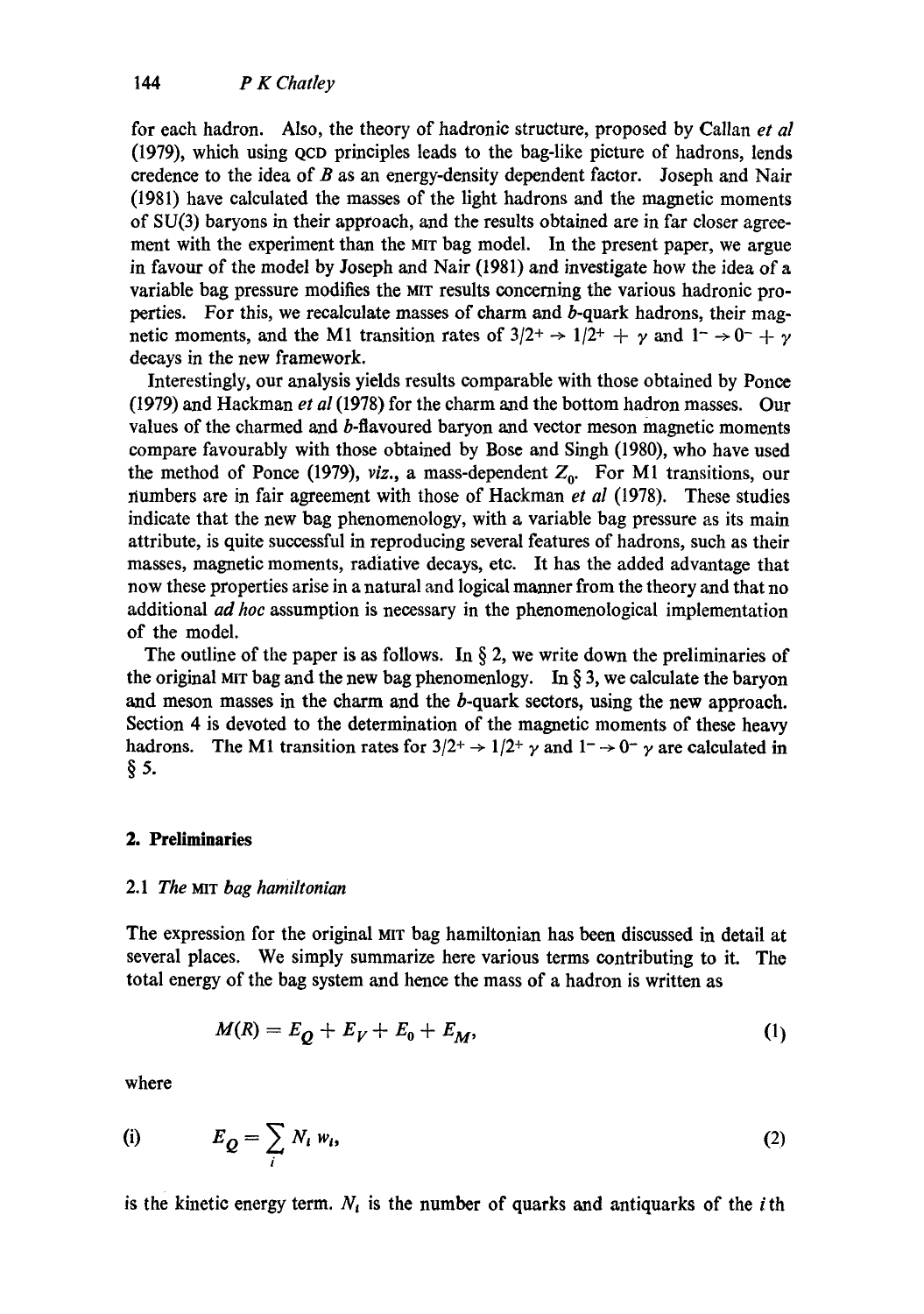for each hadron. Also, the theory of hadronic structure, proposed by Callan *et al* (1979), which using QCD principles leads to the bag-like picture of hadrons, lends credence to the idea of $B$ as an energy-density dependent factor. Joseph and Nair (1981) have calculated the masses of the light hadrons and the magnetic moments of SU(3) baryons in their approach, and the results obtained are in far closer agreement with the experiment than the MIT bag model. In the present paper, we argue in favour of the model by Joseph and Nair (1981) and investigate how the idea of a variable bag pressure modifies the MIT results concerning the various hadronic properties. For this, we recalculate masses of charm and $b$-quark hadrons, their magnetic moments, and the M1 transition rates of $3/2^+ \rightarrow 1/2^+ + \gamma$ and $1^- \rightarrow 0^- + \gamma$ decays in the new framework.

Interestingly, our analysis yields results comparable with those obtained by Ponce (1979) and Hackman *et al* (1978) for the charm and the bottom hadron masses. Our values of the charmed and $b$-flavoured baryon and vector meson magnetic moments compare favourably with those obtained by Bose and Singh (1980), who have used the method of Ponce (1979), *viz.*, a mass-dependent $Z_0$. For M1 transitions, our numbers are in fair agreement with those of Hackman *et al* (1978). These studies indicate that the new bag phenomenology, with a variable bag pressure as its main attribute, is quite successful in reproducing several features of hadrons, such as their masses, magnetic moments, radiative decays, etc. It has the added advantage that now these properties arise in a natural and logical manner from the theory and that no additional *ad hoc* assumption is necessary in the phenomenological implementation of the model.

The outline of the paper is as follows. In § 2, we write down the preliminaries of the original MIT bag and the new bag phenomenlogy. In § 3, we calculate the baryon and meson masses in the charm and the $b$-quark sectors, using the new approach. Section 4 is devoted to the determination of the magnetic moments of these heavy hadrons. The M1 transition rates for $3/2^+ \rightarrow 1/2^+ \gamma$ and $1^- \rightarrow 0^- \gamma$ are calculated in § 5.

## 2. Preliminaries

### 2.1 *The* MIT *bag hamiltonian*

The expression for the original MIT bag hamiltonian has been discussed in detail at several places. We simply summarize here various terms contributing to it. The total energy of the bag system and hence the mass of a hadron is written as

$$M(R) = E_Q + E_V + E_0 + E_M, \tag{1}$$

where

(i) $$E_Q = \sum_i N_i w_i, \tag{2}$$

is the kinetic energy term. $N_i$ is the number of quarks and antiquarks of the $i$th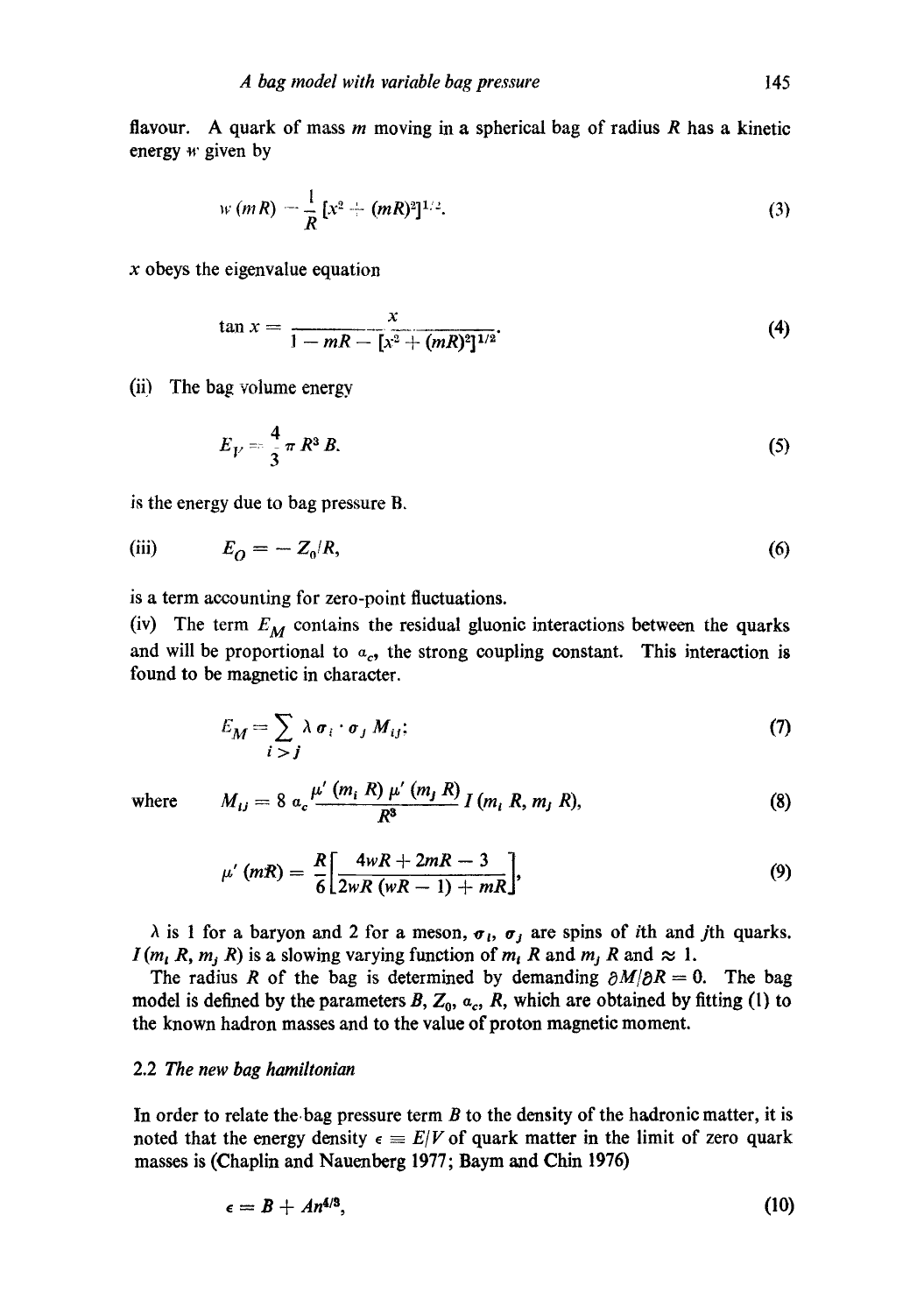flavour. A quark of mass $m$ moving in a spherical bag of radius $R$ has a kinetic energy $w$ given by

$$w(mR) = \frac{1}{R}[x^2 + (mR)^2]^{1/2}. \tag{3}$$

$x$ obeys the eigenvalue equation

$$\tan x = \frac{x}{1 - mR - [x^2 + (mR)^2]^{1/2}}. \tag{4}$$

(ii) The bag volume energy

$$E_V = \frac{4}{3}\pi R^3 B. \tag{5}$$

is the energy due to bag pressure B.

(iii) $$E_O = -Z_0/R, \tag{6}$$

is a term accounting for zero-point fluctuations.

(iv) The term $E_M$ contains the residual gluonic interactions between the quarks and will be proportional to $\alpha_c$, the strong coupling constant. This interaction is found to be magnetic in character.

$$E_M = \sum_{i>j} \lambda\, \sigma_i \cdot \sigma_j\, M_{ij}; \tag{7}$$

where $$M_{ij} = 8\,\alpha_c \frac{\mu'(m_i R)\, \mu'(m_j R)}{R^3} I(m_i R, m_j R), \tag{8}$$

$$\mu'(mR) = \frac{R}{6}\left[\frac{4wR + 2mR - 3}{2wR(wR-1) + mR}\right], \tag{9}$$

$\lambda$ is 1 for a baryon and 2 for a meson, $\sigma_i$, $\sigma_j$ are spins of $i$th and $j$th quarks. $I(m_i R, m_j R)$ is a slowing varying function of $m_i R$ and $m_j R$ and $\approx 1$.

The radius $R$ of the bag is determined by demanding $\partial M/\partial R = 0$. The bag model is defined by the parameters $B$, $Z_0$, $\alpha_c$, $R$, which are obtained by fitting (1) to the known hadron masses and to the value of proton magnetic moment.

### 2.2 *The new bag hamiltonian*

In order to relate the bag pressure term $B$ to the density of the hadronic matter, it is noted that the energy density $\epsilon \equiv E/V$ of quark matter in the limit of zero quark masses is (Chaplin and Nauenberg 1977; Baym and Chin 1976)

$$\epsilon = B + An^{4/3}, \tag{10}$$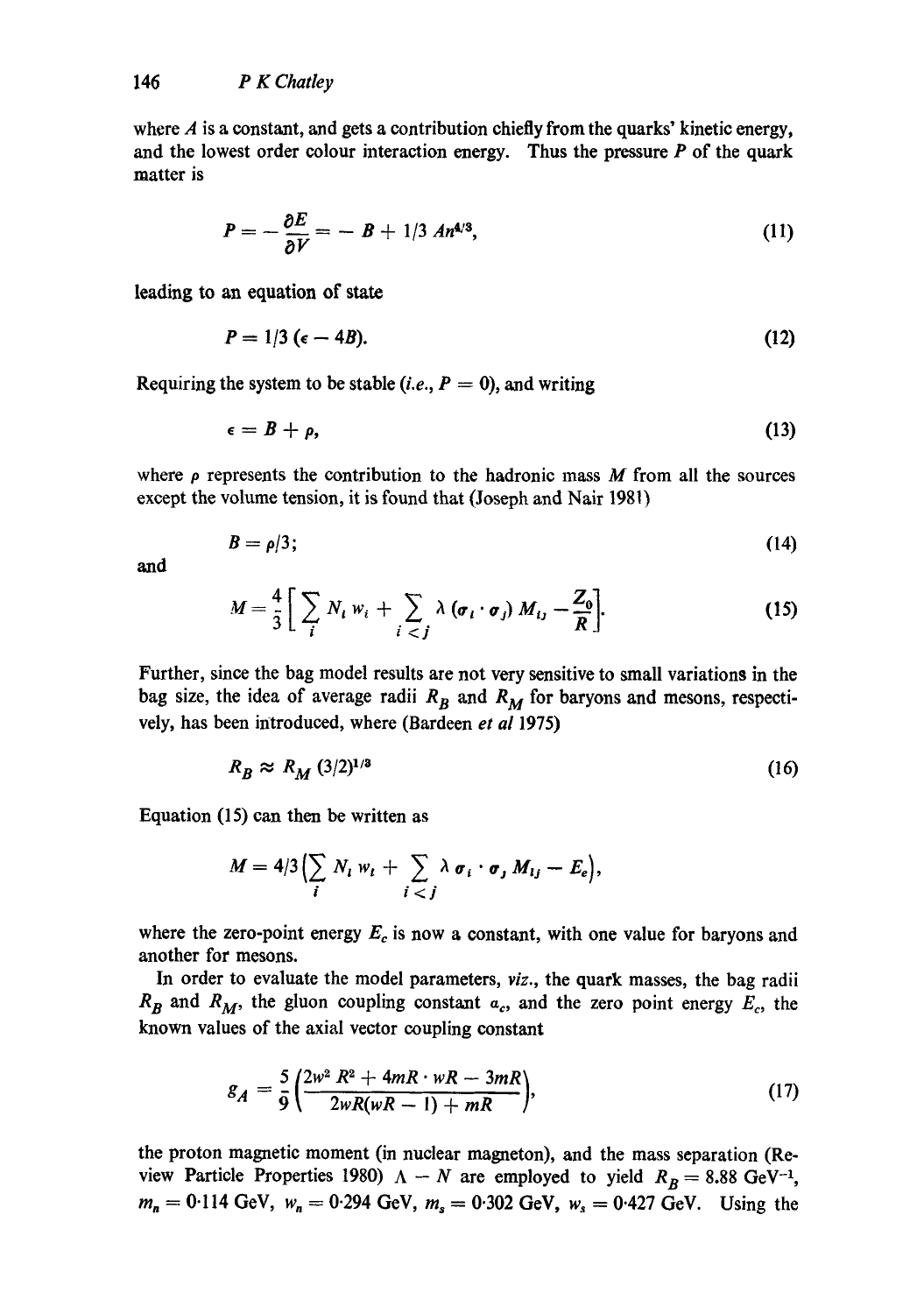where $A$ is a constant, and gets a contribution chiefly from the quarks' kinetic energy, and the lowest order colour interaction energy. Thus the pressure $P$ of the quark matter is

$$P = -\frac{\partial E}{\partial V} = -B + 1/3\, A n^{4/3}, \tag{11}$$

leading to an equation of state

$$P = 1/3\,(\epsilon - 4B). \tag{12}$$

Requiring the system to be stable (*i.e.*, $P = 0$), and writing

$$\epsilon = B + \rho, \tag{13}$$

where $\rho$ represents the contribution to the hadronic mass $M$ from all the sources except the volume tension, it is found that (Joseph and Nair 1981)

$$B = \rho/3; \tag{14}$$

and

$$M = \frac{4}{3}\left[\sum_i N_i w_i + \sum_{i<j} \lambda\,(\sigma_i \cdot \sigma_j)\, M_{ij} - \frac{Z_0}{R}\right]. \tag{15}$$

Further, since the bag model results are not very sensitive to small variations in the bag size, the idea of average radii $R_B$ and $R_M$ for baryons and mesons, respectively, has been introduced, where (Bardeen *et al* 1975)

$$R_B \approx R_M\,(3/2)^{1/3} \tag{16}$$

Equation (15) can then be written as

$$M = 4/3\Big(\sum_i N_i w_i + \sum_{i<j} \lambda\, \sigma_i \cdot \sigma_j\, M_{ij} - E_c\Big),$$

where the zero-point energy $E_c$ is now a constant, with one value for baryons and another for mesons.

In order to evaluate the model parameters, *viz.*, the quark masses, the bag radii $R_B$ and $R_M$, the gluon coupling constant $\alpha_c$, and the zero point energy $E_c$, the known values of the axial vector coupling constant

$$g_A = \frac{5}{9}\left(\frac{2w^2 R^2 + 4mR \cdot wR - 3mR}{2wR(wR-1) + mR}\right), \tag{17}$$

the proton magnetic moment (in nuclear magneton), and the mass separation (Review Particle Properties 1980) $\Lambda - N$ are employed to yield $R_B = 8.88\ \text{GeV}^{-1}$, $m_n = 0{\cdot}114$ GeV, $w_n = 0{\cdot}294$ GeV, $m_s = 0{\cdot}302$ GeV, $w_s = 0{\cdot}427$ GeV. Using the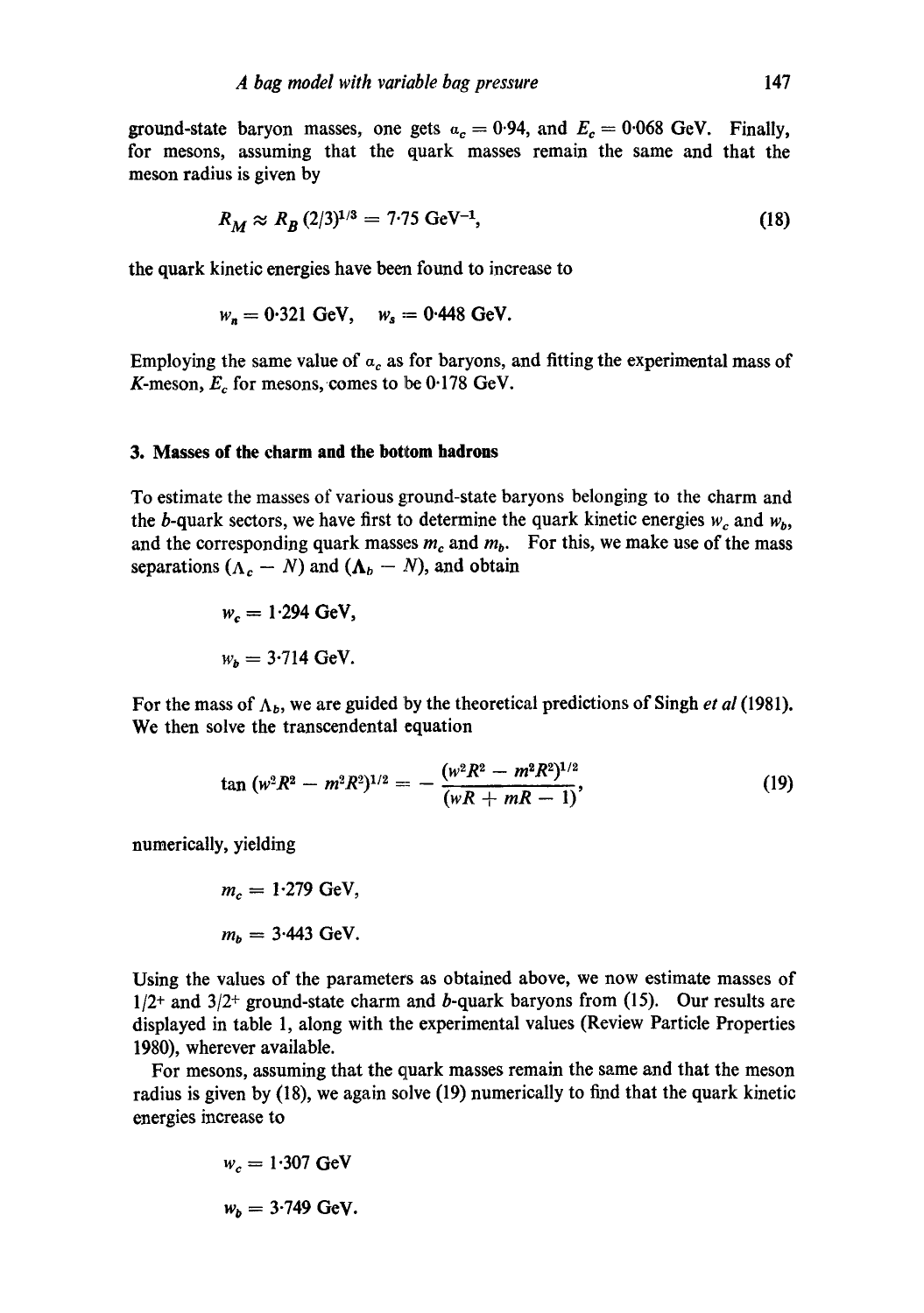ground-state baryon masses, one gets $\alpha_c = 0.94$, and $E_c = 0.068$ GeV. Finally, for mesons, assuming that the quark masses remain the same and that the meson radius is given by

$$R_M \approx R_B (2/3)^{1/3} = 7.75 \text{ GeV}^{-1}, \tag{18}$$

the quark kinetic energies have been found to increase to

$$w_n = 0.321 \text{ GeV}, \quad w_s = 0.448 \text{ GeV}.$$

Employing the same value of $\alpha_c$ as for baryons, and fitting the experimental mass of $K$-meson, $E_c$ for mesons, comes to be 0.178 GeV.

## 3. Masses of the charm and the bottom hadrons

To estimate the masses of various ground-state baryons belonging to the charm and the $b$-quark sectors, we have first to determine the quark kinetic energies $w_c$ and $w_b$, and the corresponding quark masses $m_c$ and $m_b$. For this, we make use of the mass separations $(\Lambda_c - N)$ and $(\Lambda_b - N)$, and obtain

$$w_c = 1.294 \text{ GeV},$$

$$w_b = 3.714 \text{ GeV}.$$

For the mass of $\Lambda_b$, we are guided by the theoretical predictions of Singh *et al* (1981). We then solve the transcendental equation

$$\tan (w^2R^2 - m^2R^2)^{1/2} = - \frac{(w^2R^2 - m^2R^2)^{1/2}}{(wR + mR - 1)}, \tag{19}$$

numerically, yielding

$$m_c = 1.279 \text{ GeV},$$

$$m_b = 3.443 \text{ GeV}.$$

Using the values of the parameters as obtained above, we now estimate masses of $1/2^+$ and $3/2^+$ ground-state charm and $b$-quark baryons from (15). Our results are displayed in table 1, along with the experimental values (Review Particle Properties 1980), wherever available.

For mesons, assuming that the quark masses remain the same and that the meson radius is given by (18), we again solve (19) numerically to find that the quark kinetic energies increase to

$$w_c = 1.307 \text{ GeV}$$

$$w_b = 3.749 \text{ GeV}.$$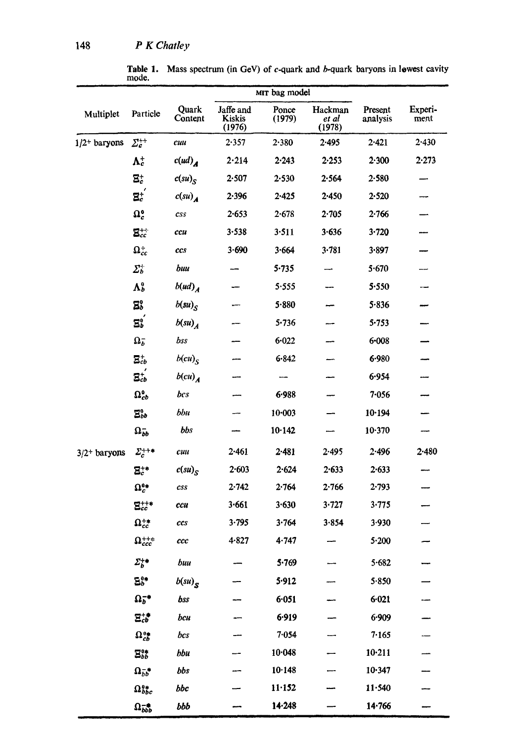**Table 1.** Mass spectrum (in GeV) of *c*-quark and *b*-quark baryons in lowest cavity mode.

| Multiplet | Particle | Quark Content | MIT bag model: Jaffe and Kiskis (1976) | MIT bag model: Ponce (1979) | MIT bag model: Hackman *et al* (1978) | Present analysis | Experi-ment |
|---|---|---|---|---|---|---|---|
| $1/2^+$ baryons | $\Sigma_c^{++}$ | *cuu* | 2·357 | 2·380 | 2·495 | 2·421 | 2·430 |
| | $\Lambda_c^+$ | $c(ud)_A$ | 2·214 | 2·243 | 2·253 | 2·300 | 2·273 |
| | $\Xi_c^+$ | $c(su)_S$ | 2·507 | 2·530 | 2·564 | 2·580 | — |
| | $\Xi_c^{+'}$ | $c(su)_A$ | 2·396 | 2·425 | 2·450 | 2·520 | — |
| | $\Omega_c^0$ | *css* | 2·653 | 2·678 | 2·705 | 2·766 | — |
| | $\Xi_{cc}^{++}$ | *ccu* | 3·538 | 3·511 | 3·636 | 3·720 | — |
| | $\Omega_{cc}^+$ | *ccs* | 3·690 | 3·664 | 3·781 | 3·897 | — |
| | $\Sigma_b^+$ | *buu* | — | 5·735 | — | 5·670 | — |
| | $\Lambda_b^0$ | $b(ud)_A$ | — | 5·555 | — | 5·550 | — |
| | $\Xi_b^0$ | $b(su)_S$ | — | 5·880 | — | 5·836 | — |
| | $\Xi_b^{0'}$ | $b(su)_A$ | — | 5·736 | — | 5·753 | — |
| | $\Omega_b^-$ | *bss* | — | 6·022 | — | 6·008 | — |
| | $\Xi_{cb}^+$ | $b(cu)_S$ | — | 6·842 | — | 6·980 | — |
| | $\Xi_{cb}^{+'}$ | $b(cu)_A$ | — | — | — | 6·954 | — |
| | $\Omega_{cb}^0$ | *bcs* | — | 6·988 | — | 7·056 | — |
| | $\Xi_{bb}^0$ | *bbu* | — | 10·003 | — | 10·194 | — |
| | $\Omega_{bb}^-$ | *bbs* | — | 10·142 | — | 10·370 | — |
| $3/2^+$ baryons | $\Sigma_c^{++*}$ | *cuu* | 2·461 | 2·481 | 2·495 | 2·496 | 2·480 |
| | $\Xi_c^{+*}$ | $c(su)_S$ | 2·603 | 2·624 | 2·633 | 2·633 | — |
| | $\Omega_c^{0*}$ | *css* | 2·742 | 2·764 | 2·766 | 2·793 | — |
| | $\Xi_{cc}^{++*}$ | *ccu* | 3·661 | 3·630 | 3·727 | 3·775 | — |
| | $\Omega_{cc}^{+*}$ | *ccs* | 3·795 | 3·764 | 3·854 | 3·930 | — |
| | $\Omega_{ccc}^{++*}$ | *ccc* | 4·827 | 4·747 | — | 5·200 | — |
| | $\Sigma_b^{+*}$ | *buu* | — | 5·769 | — | 5·682 | — |
| | $\Xi_b^{0*}$ | $b(su)_S$ | — | 5·912 | — | 5·850 | — |
| | $\Omega_b^{-*}$ | *bss* | — | 6·051 | — | 6·021 | — |
| | $\Xi_{cb}^{+*}$ | *bcu* | — | 6·919 | — | 6·909 | — |
| | $\Omega_{cb}^{0*}$ | *bcs* | — | 7·054 | — | 7·165 | — |
| | $\Xi_{bb}^{0*}$ | *bbu* | — | 10·048 | — | 10·211 | — |
| | $\Omega_{bb}^{-*}$ | *bbs* | — | 10·148 | — | 10·347 | — |
| | $\Omega_{bbc}^{0*}$ | *bbc* | — | 11·152 | — | 11·540 | — |
| | $\Omega_{bbb}^{-*}$ | *bbb* | — | 14·248 | — | 14·766 | — |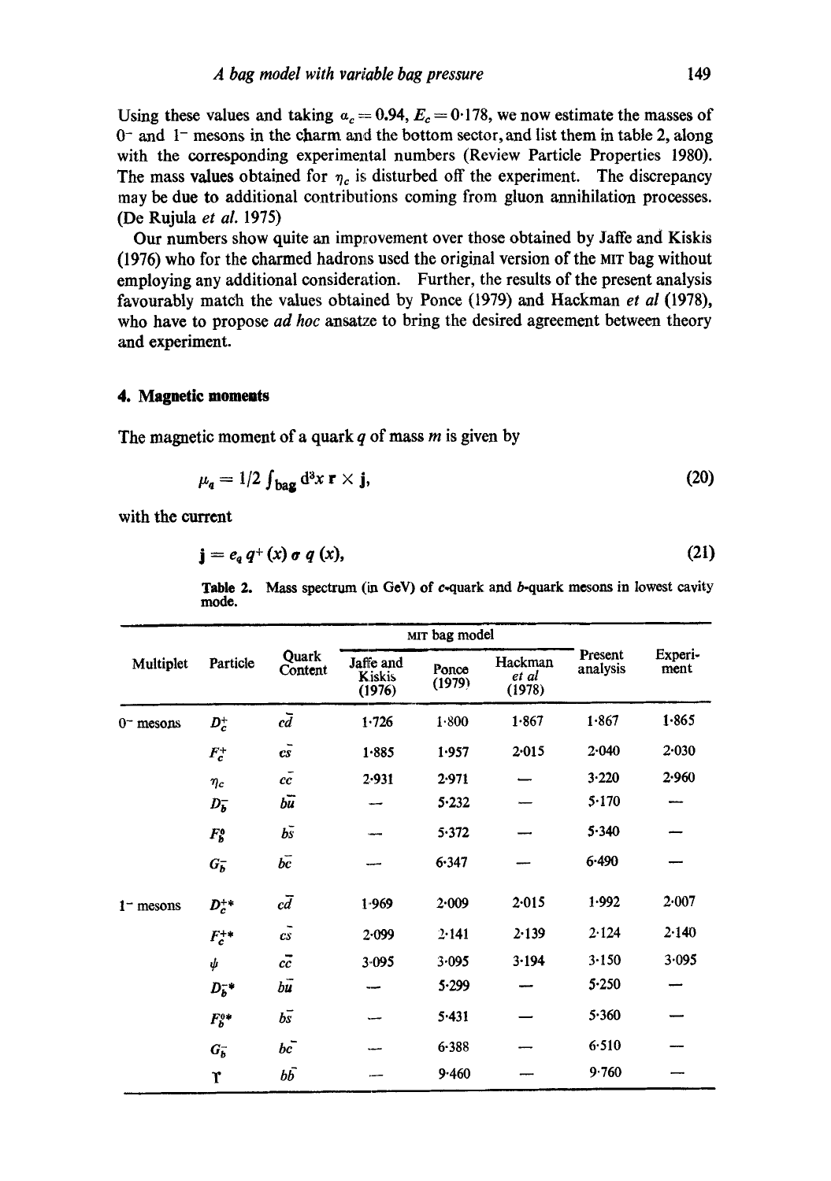Using these values and taking $\alpha_c = 0.94$, $E_c = 0.178$, we now estimate the masses of $0^-$ and $1^-$ mesons in the charm and the bottom sector, and list them in table 2, along with the corresponding experimental numbers (Review Particle Properties 1980). The mass values obtained for $\eta_c$ is disturbed off the experiment. The discrepancy may be due to additional contributions coming from gluon annihilation processes. (De Rujula *et al.* 1975)

Our numbers show quite an improvement over those obtained by Jaffe and Kiskis (1976) who for the charmed hadrons used the original version of the MIT bag without employing any additional consideration. Further, the results of the present analysis favourably match the values obtained by Ponce (1979) and Hackman *et al* (1978), who have to propose *ad hoc* ansatze to bring the desired agreement between theory and experiment.

## 4. Magnetic moments

The magnetic moment of a quark $q$ of mass $m$ is given by

$$\mu_q = 1/2 \int_{\text{bag}} d^3x \, \mathbf{r} \times \mathbf{j}, \tag{20}$$

with the current

$$\mathbf{j} = e_q \, q^+(x) \, \boldsymbol{\sigma} \, q(x), \tag{21}$$

**Table 2.** Mass spectrum (in GeV) of $c$-quark and $b$-quark mesons in lowest cavity mode.

| Multiplet | Particle | Quark Content | MIT bag model | | | Present analysis | Experiment |
|---|---|---|---|---|---|---|---|
| | | | Jaffe and Kiskis (1976) | Ponce (1979) | Hackman *et al* (1978) | | |
| $0^-$ mesons | $D_c^+$ | $c\bar{d}$ | 1·726 | 1·800 | 1·867 | 1·867 | 1·865 |
| | $F_c^+$ | $c\bar{s}$ | 1·885 | 1·957 | 2·015 | 2·040 | 2·030 |
| | $\eta_c$ | $c\bar{c}$ | 2·931 | 2·971 | — | 3·220 | 2·960 |
| | $D_b^-$ | $b\bar{u}$ | — | 5·232 | — | 5·170 | — |
| | $F_b^0$ | $b\bar{s}$ | — | 5·372 | — | 5·340 | — |
| | $G_b^-$ | $b\bar{c}$ | — | 6·347 | — | 6·490 | — |
| $1^-$ mesons | $D_c^{+*}$ | $c\bar{d}$ | 1·969 | 2·009 | 2·015 | 1·992 | 2·007 |
| | $F_c^{+*}$ | $c\bar{s}$ | 2·099 | 2·141 | 2·139 | 2·124 | 2·140 |
| | $\psi$ | $c\bar{c}$ | 3·095 | 3·095 | 3·194 | 3·150 | 3·095 |
| | $D_b^{-*}$ | $b\bar{u}$ | — | 5·299 | — | 5·250 | — |
| | $F_b^{0*}$ | $b\bar{s}$ | — | 5·431 | — | 5·360 | — |
| | $G_b^-$ | $b\bar{c}$ | — | 6·388 | — | 6·510 | — |
| | $\Upsilon$ | $b\bar{b}$ | — | 9·460 | — | 9·760 | — |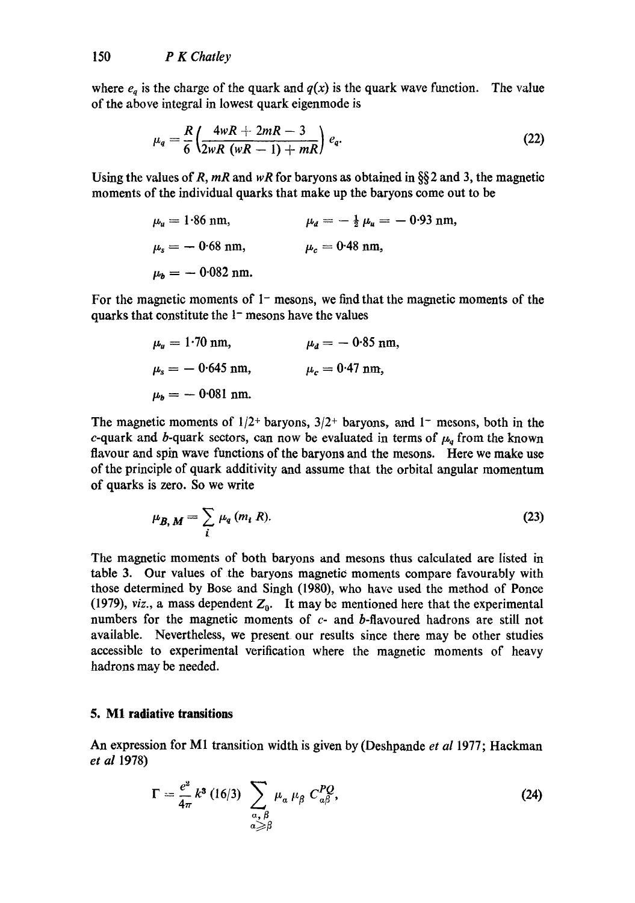where $e_q$ is the charge of the quark and $q(x)$ is the quark wave function. The value of the above integral in lowest quark eigenmode is

$$\mu_q = \frac{R}{6}\left(\frac{4wR + 2mR - 3}{2wR\,(wR - 1) + mR}\right) e_q. \tag{22}$$

Using the values of $R$, $mR$ and $wR$ for baryons as obtained in §§2 and 3, the magnetic moments of the individual quarks that make up the baryons come out to be

$\mu_u = 1{\cdot}86$ nm, $\quad\mu_d = -\frac{1}{2}\mu_u = -0{\cdot}93$ nm,

$\mu_s = -0{\cdot}68$ nm, $\quad\mu_c = 0{\cdot}48$ nm,

$\mu_b = -0{\cdot}082$ nm.

For the magnetic moments of $1^-$ mesons, we find that the magnetic moments of the quarks that constitute the $1^-$ mesons have the values

$\mu_u = 1{\cdot}70$ nm, $\quad\mu_d = -0{\cdot}85$ nm,

$\mu_s = -0{\cdot}645$ nm, $\quad\mu_c = 0{\cdot}47$ nm,

$\mu_b = -0{\cdot}081$ nm.

The magnetic moments of $1/2^+$ baryons, $3/2^+$ baryons, and $1^-$ mesons, both in the $c$-quark and $b$-quark sectors, can now be evaluated in terms of $\mu_q$ from the known flavour and spin wave functions of the baryons and the mesons. Here we make use of the principle of quark additivity and assume that the orbital angular momentum of quarks is zero. So we write

$$\mu_{B,\,M} = \sum_i \mu_q\,(m_i\,R). \tag{23}$$

The magnetic moments of both baryons and mesons thus calculated are listed in table 3. Our values of the baryons magnetic moments compare favourably with those determined by Bose and Singh (1980), who have used the method of Ponce (1979), *viz.*, a mass dependent $Z_0$. It may be mentioned here that the experimental numbers for the magnetic moments of $c$- and $b$-flavoured hadrons are still not available. Nevertheless, we present our results since there may be other studies accessible to experimental verification where the magnetic moments of heavy hadrons may be needed.

## 5. M1 radiative transitions

An expression for M1 transition width is given by (Deshpande *et al* 1977; Hackman *et al* 1978)

$$\Gamma = \frac{e^2}{4\pi}\,k^3\,(16/3) \sum_{\substack{\alpha,\,\beta \\ \alpha \geqslant \beta}} \mu_\alpha\,\mu_\beta\,C^{PQ}_{\alpha\beta}, \tag{24}$$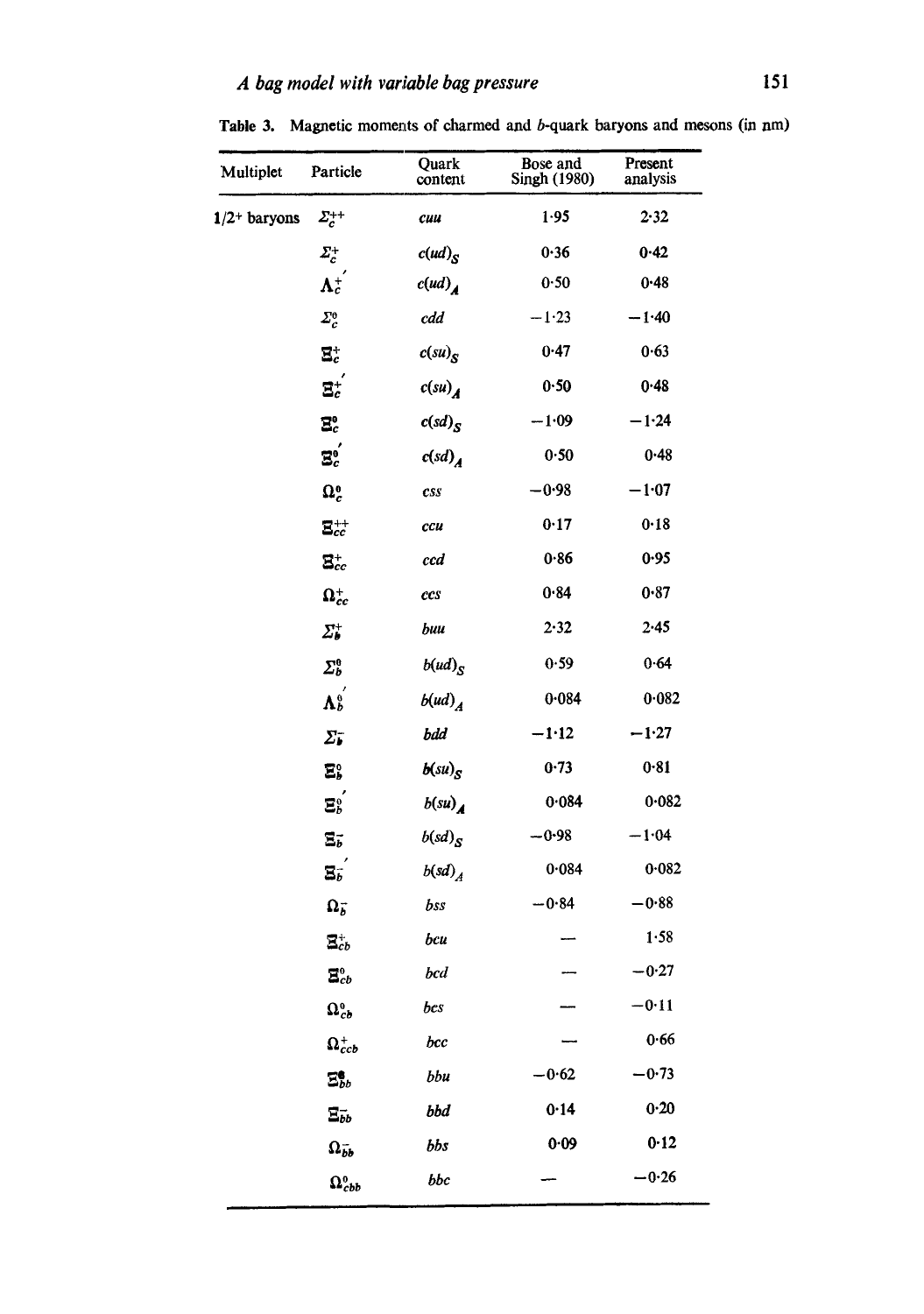Table 3. Magnetic moments of charmed and $b$-quark baryons and mesons (in nm)

| Multiplet | Particle | Quark content | Bose and Singh (1980) | Present analysis |
|---|---|---|---|---|
| $1/2^+$ baryons | $\Sigma_c^{++}$ | $cuu$ | 1·95 | 2·32 |
| | $\Sigma_c^+$ | $c(ud)_S$ | 0·36 | 0·42 |
| | $\Lambda_c^{+'}$ | $c(ud)_A$ | 0·50 | 0·48 |
| | $\Sigma_c^0$ | $cdd$ | −1·23 | −1·40 |
| | $\Xi_c^+$ | $c(su)_S$ | 0·47 | 0·63 |
| | $\Xi_c^{+'}$ | $c(su)_A$ | 0·50 | 0·48 |
| | $\Xi_c^0$ | $c(sd)_S$ | −1·09 | −1·24 |
| | $\Xi_c^{0'}$ | $c(sd)_A$ | 0·50 | 0·48 |
| | $\Omega_c^0$ | $css$ | −0·98 | −1·07 |
| | $\Xi_{cc}^{++}$ | $ccu$ | 0·17 | 0·18 |
| | $\Xi_{cc}^+$ | $ccd$ | 0·86 | 0·95 |
| | $\Omega_{cc}^+$ | $ccs$ | 0·84 | 0·87 |
| | $\Sigma_b^+$ | $buu$ | 2·32 | 2·45 |
| | $\Sigma_b^0$ | $b(ud)_S$ | 0·59 | 0·64 |
| | $\Lambda_b^{0'}$ | $b(ud)_A$ | 0·084 | 0·082 |
| | $\Sigma_b^-$ | $bdd$ | −1·12 | −1·27 |
| | $\Xi_b^0$ | $b(su)_S$ | 0·73 | 0·81 |
| | $\Xi_b^{0'}$ | $b(su)_A$ | 0·084 | 0·082 |
| | $\Xi_b^-$ | $b(sd)_S$ | −0·98 | −1·04 |
| | $\Xi_b^{-'}$ | $b(sd)_A$ | 0·084 | 0·082 |
| | $\Omega_b^-$ | $bss$ | −0·84 | −0·88 |
| | $\Xi_{cb}^+$ | $bcu$ | — | 1·58 |
| | $\Xi_{cb}^0$ | $bcd$ | — | −0·27 |
| | $\Omega_{cb}^0$ | $bcs$ | — | −0·11 |
| | $\Omega_{ccb}^+$ | $bcc$ | — | 0·66 |
| | $\Xi_{bb}^0$ | $bbu$ | −0·62 | −0·73 |
| | $\Xi_{bb}^-$ | $bbd$ | 0·14 | 0·20 |
| | $\Omega_{bb}^-$ | $bbs$ | 0·09 | 0·12 |
| | $\Omega_{cbb}^0$ | $bbc$ | — | −0·26 |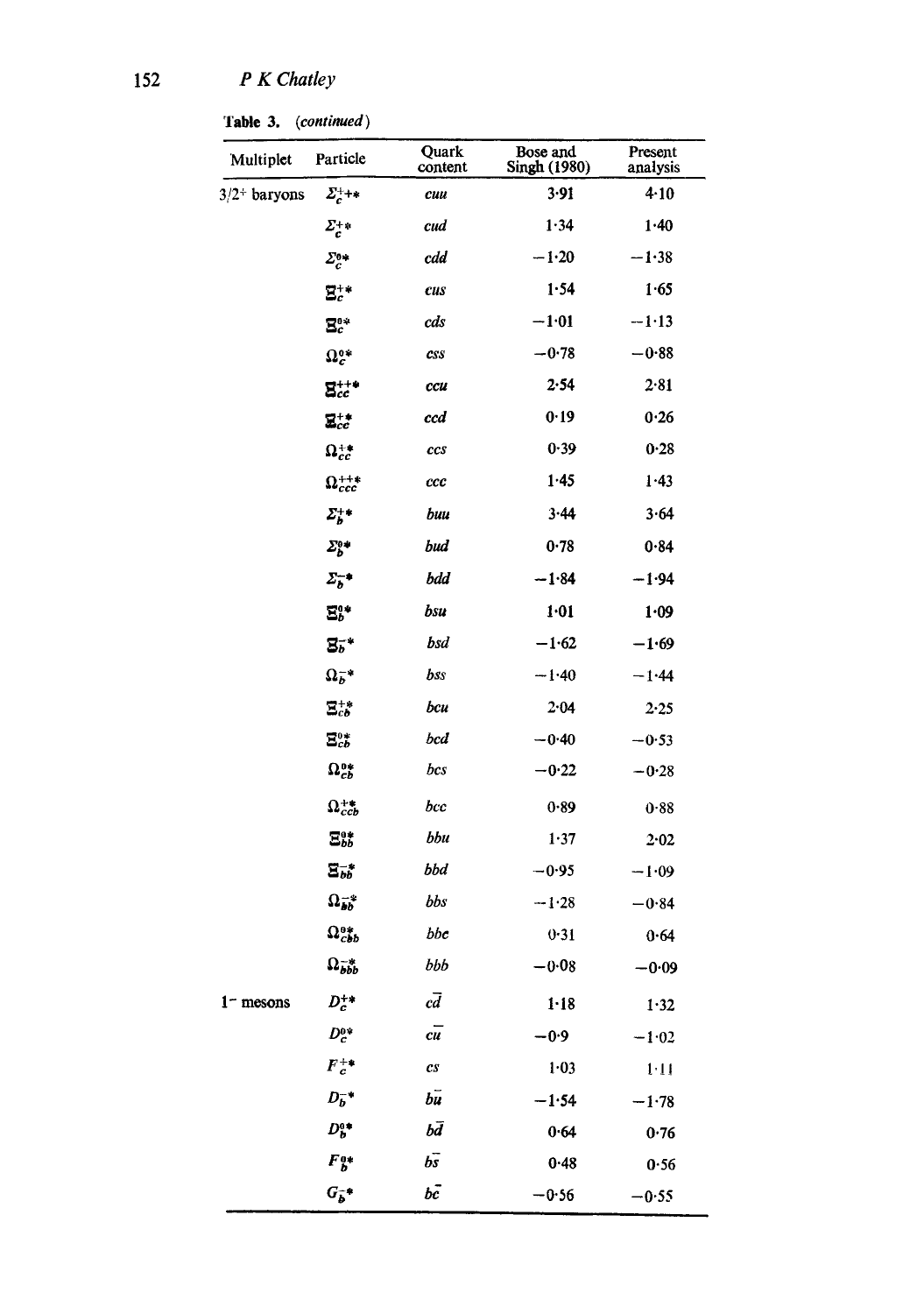Table 3. (*continued*)

| Multiplet | Particle | Quark content | Bose and Singh (1980) | Present analysis |
|---|---|---|---|---|
| $3/2^+$ baryons | $\Sigma_c^{++*}$ | $cuu$ | 3·91 | 4·10 |
| | $\Sigma_c^{+*}$ | $cud$ | 1·34 | 1·40 |
| | $\Sigma_c^{0*}$ | $cdd$ | −1·20 | −1·38 |
| | $\Xi_c^{+*}$ | $cus$ | 1·54 | 1·65 |
| | $\Xi_c^{0*}$ | $cds$ | −1·01 | −1·13 |
| | $\Omega_c^{0*}$ | $css$ | −0·78 | −0·88 |
| | $\Xi_{cc}^{++*}$ | $ccu$ | 2·54 | 2·81 |
| | $\Xi_{cc}^{+*}$ | $ccd$ | 0·19 | 0·26 |
| | $\Omega_{cc}^{+*}$ | $ccs$ | 0·39 | 0·28 |
| | $\Omega_{ccc}^{++*}$ | $ccc$ | 1·45 | 1·43 |
| | $\Sigma_b^{+*}$ | $buu$ | 3·44 | 3·64 |
| | $\Sigma_b^{0*}$ | $bud$ | 0·78 | 0·84 |
| | $\Sigma_b^{-*}$ | $bdd$ | −1·84 | −1·94 |
| | $\Xi_b^{0*}$ | $bsu$ | 1·01 | 1·09 |
| | $\Xi_b^{-*}$ | $bsd$ | −1·62 | −1·69 |
| | $\Omega_b^{-*}$ | $bss$ | −1·40 | −1·44 |
| | $\Xi_{cb}^{+*}$ | $bcu$ | 2·04 | 2·25 |
| | $\Xi_{cb}^{0*}$ | $bcd$ | −0·40 | −0·53 |
| | $\Omega_{cb}^{0*}$ | $bcs$ | −0·22 | −0·28 |
| | $\Omega_{ccb}^{+*}$ | $bcc$ | 0·89 | 0·88 |
| | $\Xi_{bb}^{0*}$ | $bbu$ | 1·37 | 2·02 |
| | $\Xi_{bb}^{-*}$ | $bbd$ | −0·95 | −1·09 |
| | $\Omega_{bb}^{-*}$ | $bbs$ | −1·28 | −0·84 |
| | $\Omega_{cbb}^{0*}$ | $bbc$ | 0·31 | 0·64 |
| | $\Omega_{bbb}^{-*}$ | $bbb$ | −0·08 | −0·09 |
| $1^-$ mesons | $D_c^{+*}$ | $c\bar{d}$ | 1·18 | 1·32 |
| | $D_c^{0*}$ | $c\bar{u}$ | −0·9 | −1·02 |
| | $F_c^{+*}$ | $c\bar{s}$ | 1·03 | 1·11 |
| | $D_b^{-*}$ | $b\bar{u}$ | −1·54 | −1·78 |
| | $D_b^{0*}$ | $b\bar{d}$ | 0·64 | 0·76 |
| | $F_b^{0*}$ | $b\bar{s}$ | 0·48 | 0·56 |
| | $G_b^{-*}$ | $b\bar{c}$ | −0·56 | −0·55 |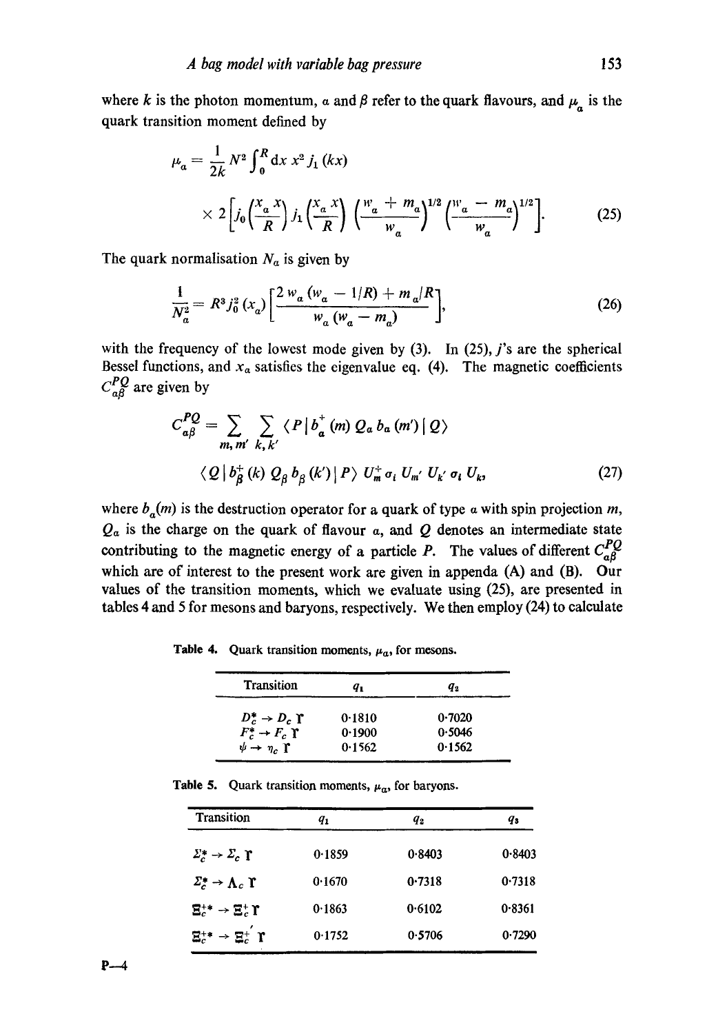where $k$ is the photon momentum, $\alpha$ and $\beta$ refer to the quark flavours, and $\mu_\alpha$ is the quark transition moment defined by

$$\mu_\alpha = \frac{1}{2k} N^2 \int_0^R \mathrm{d}x\, x^2 j_1(kx) \times 2\left[ j_0\left(\frac{x_\alpha x}{R}\right) j_1\left(\frac{x_\alpha x}{R}\right) \left(\frac{w_\alpha + m_\alpha}{w_\alpha}\right)^{1/2} \left(\frac{w_\alpha - m_\alpha}{w_\alpha}\right)^{1/2} \right]. \tag{25}$$

The quark normalisation $N_\alpha$ is given by

$$\frac{1}{N_\alpha^2} = R^3 j_0^2(x_\alpha) \left[ \frac{2\, w_\alpha (w_\alpha - 1/R) + m_\alpha/R}{w_\alpha (w_\alpha - m_\alpha)} \right], \tag{26}$$

with the frequency of the lowest mode given by (3). In (25), $j$'s are the spherical Bessel functions, and $x_\alpha$ satisfies the eigenvalue eq. (4). The magnetic coefficients $C_{\alpha\beta}^{PQ}$ are given by

$$C_{\alpha\beta}^{PQ} = \sum_{m, m'} \sum_{k, k'} \langle P | b_\alpha^+(m)\, Q_\alpha\, b_\alpha(m') | Q \rangle \langle Q | b_\beta^+(k)\, Q_\beta\, b_\beta(k') | P \rangle\, U_m^+ \sigma_i U_{m'} U_{k'} \sigma_i U_k, \tag{27}$$

where $b_\alpha(m)$ is the destruction operator for a quark of type $\alpha$ with spin projection $m$, $Q_\alpha$ is the charge on the quark of flavour $\alpha$, and $Q$ denotes an intermediate state contributing to the magnetic energy of a particle $P$. The values of different $C_{\alpha\beta}^{PQ}$ which are of interest to the present work are given in appenda (A) and (B). Our values of the transition moments, which we evaluate using (25), are presented in tables 4 and 5 for mesons and baryons, respectively. We then employ (24) to calculate

**Table 4.** Quark transition moments, $\mu_\alpha$, for mesons.

| Transition | $q_1$ | $q_2$ |
|---|---|---|
| $D_c^* \to D_c\, \gamma$ | 0·1810 | 0·7020 |
| $F_c^* \to F_c\, \gamma$ | 0·1900 | 0·5046 |
| $\psi \to \eta_c\, \gamma$ | 0·1562 | 0·1562 |

**Table 5.** Quark transition moments, $\mu_\alpha$, for baryons.

| Transition | $q_1$ | $q_2$ | $q_3$ |
|---|---|---|---|
| $\Sigma_c^* \to \Sigma_c\, \gamma$ | 0·1859 | 0·8403 | 0·8403 |
| $\Sigma_c^* \to \Lambda_c\, \gamma$ | 0·1670 | 0·7318 | 0·7318 |
| $\Xi_c^{+*} \to \Xi_c^+\, \gamma$ | 0·1863 | 0·6102 | 0·8361 |
| $\Xi_c^{+*} \to \Xi_c^{+'}\, \gamma$ | 0·1752 | 0·5706 | 0·7290 |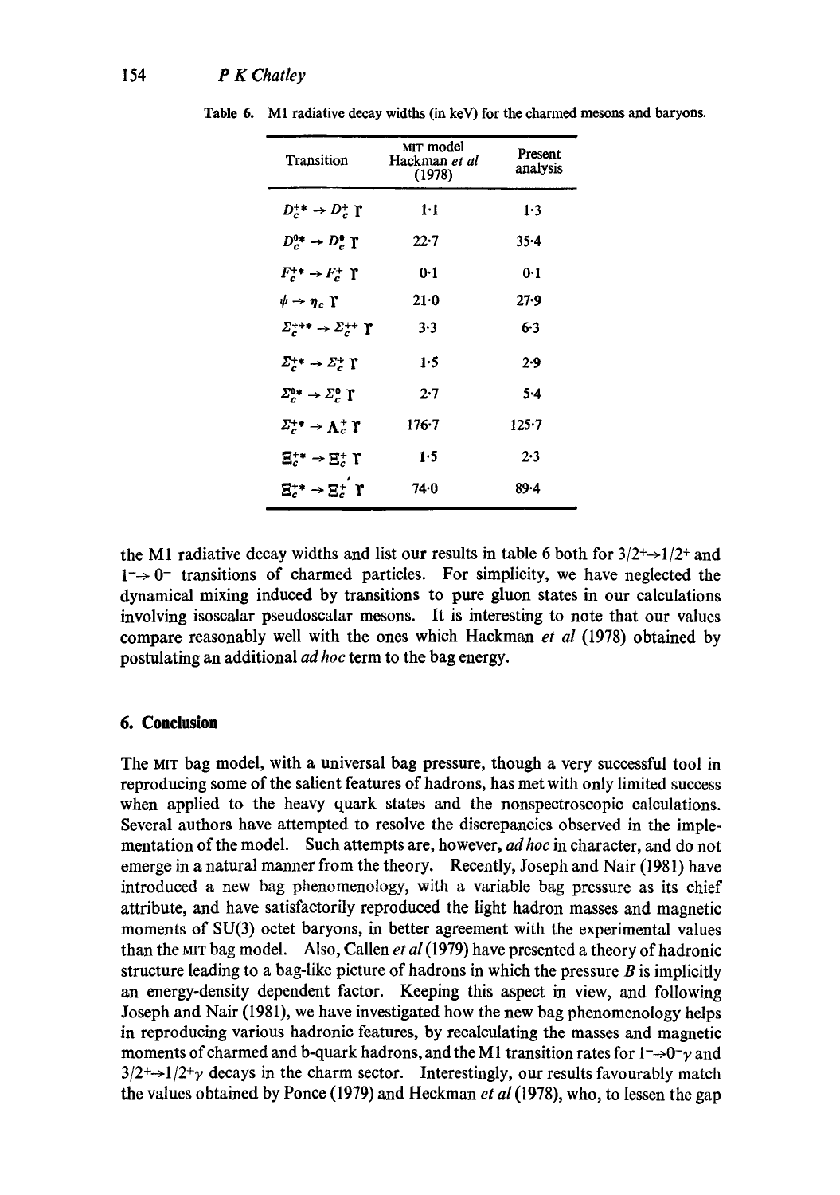Table 6. M1 radiative decay widths (in keV) for the charmed mesons and baryons.

| Transition | MIT model Hackman *et al* (1978) | Present analysis |
|---|---|---|
| $D_c^{+*} \rightarrow D_c^{+} \gamma$ | 1·1 | 1·3 |
| $D_c^{0*} \rightarrow D_c^{0} \gamma$ | 22·7 | 35·4 |
| $F_c^{+*} \rightarrow F_c^{+} \gamma$ | 0·1 | 0·1 |
| $\psi \rightarrow \eta_c \gamma$ | 21·0 | 27·9 |
| $\Sigma_c^{++*} \rightarrow \Sigma_c^{++} \gamma$ | 3·3 | 6·3 |
| $\Sigma_c^{+*} \rightarrow \Sigma_c^{+} \gamma$ | 1·5 | 2·9 |
| $\Sigma_c^{0*} \rightarrow \Sigma_c^{0} \gamma$ | 2·7 | 5·4 |
| $\Sigma_c^{+*} \rightarrow \Lambda_c^{+} \gamma$ | 176·7 | 125·7 |
| $\Xi_c^{+*} \rightarrow \Xi_c^{+} \gamma$ | 1·5 | 2·3 |
| $\Xi_c^{+*} \rightarrow \Xi_c^{+'} \gamma$ | 74·0 | 89·4 |

the M1 radiative decay widths and list our results in table 6 both for $3/2^+ \rightarrow 1/2^+$ and $1^- \rightarrow 0^-$ transitions of charmed particles. For simplicity, we have neglected the dynamical mixing induced by transitions to pure gluon states in our calculations involving isoscalar pseudoscalar mesons. It is interesting to note that our values compare reasonably well with the ones which Hackman *et al* (1978) obtained by postulating an additional *ad hoc* term to the bag energy.

## 6. Conclusion

The MIT bag model, with a universal bag pressure, though a very successful tool in reproducing some of the salient features of hadrons, has met with only limited success when applied to the heavy quark states and the nonspectroscopic calculations. Several authors have attempted to resolve the discrepancies observed in the implementation of the model. Such attempts are, however, *ad hoc* in character, and do not emerge in a natural manner from the theory. Recently, Joseph and Nair (1981) have introduced a new bag phenomenology, with a variable bag pressure as its chief attribute, and have satisfactorily reproduced the light hadron masses and magnetic moments of SU(3) octet baryons, in better agreement with the experimental values than the MIT bag model. Also, Callen *et al* (1979) have presented a theory of hadronic structure leading to a bag-like picture of hadrons in which the pressure $B$ is implicitly an energy-density dependent factor. Keeping this aspect in view, and following Joseph and Nair (1981), we have investigated how the new bag phenomenology helps in reproducing various hadronic features, by recalculating the masses and magnetic moments of charmed and b-quark hadrons, and the M1 transition rates for $1^- \rightarrow 0^- \gamma$ and $3/2^+ \rightarrow 1/2^+ \gamma$ decays in the charm sector. Interestingly, our results favourably match the values obtained by Ponce (1979) and Heckman *et al* (1978), who, to lessen the gap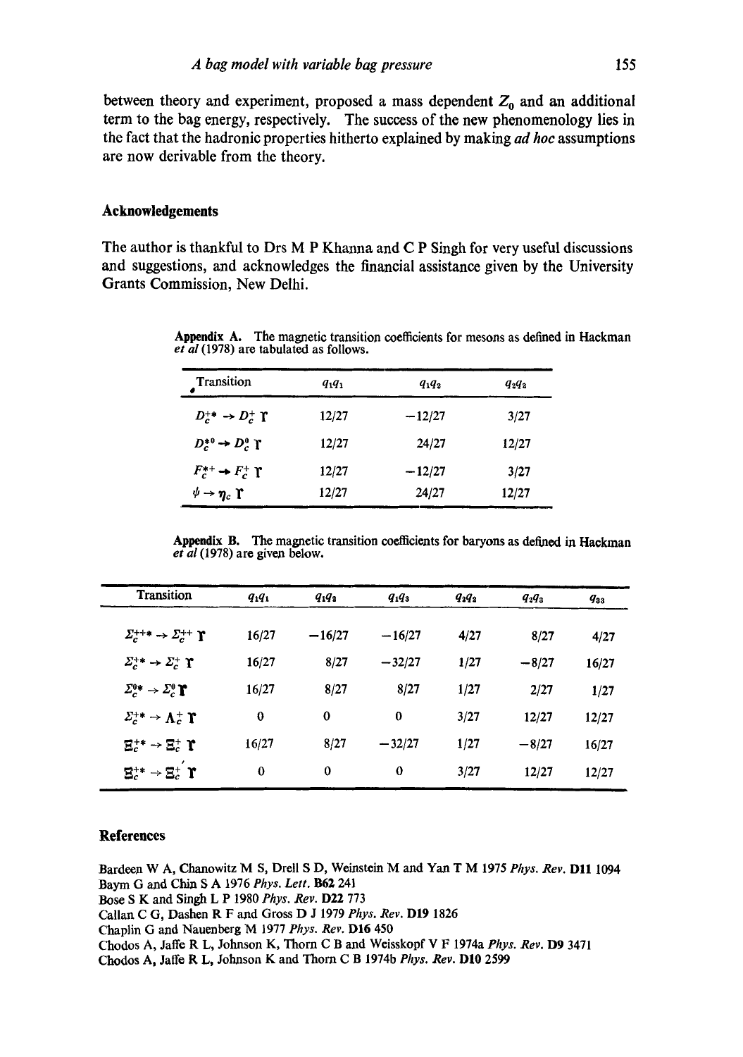between theory and experiment, proposed a mass dependent $Z_0$ and an additional term to the bag energy, respectively. The success of the new phenomenology lies in the fact that the hadronic properties hitherto explained by making *ad hoc* assumptions are now derivable from the theory.

## Acknowledgements

The author is thankful to Drs M P Khanna and C P Singh for very useful discussions and suggestions, and acknowledges the financial assistance given by the University Grants Commission, New Delhi.

**Appendix A.** The magnetic transition coefficients for mesons as defined in Hackman *et al* (1978) are tabulated as follows.

| Transition | $q_1q_1$ | $q_1q_2$ | $q_2q_2$ |
|---|---|---|---|
| $D_c^{+*} \to D_c^+ \gamma$ | 12/27 | −12/27 | 3/27 |
| $D_c^{*0} \to D_c^0 \gamma$ | 12/27 | 24/27 | 12/27 |
| $F_c^{*+} \to F_c^+ \gamma$ | 12/27 | −12/27 | 3/27 |
| $\psi \to \eta_c \gamma$ | 12/27 | 24/27 | 12/27 |

**Appendix B.** The magnetic transition coefficients for baryons as defined in Hackman *et al* (1978) are given below.

| Transition | $q_1q_1$ | $q_1q_2$ | $q_1q_3$ | $q_2q_2$ | $q_2q_3$ | $q_{33}$ |
|---|---|---|---|---|---|---|
| $\Sigma_c^{++*} \to \Sigma_c^{++} \gamma$ | 16/27 | −16/27 | −16/27 | 4/27 | 8/27 | 4/27 |
| $\Sigma_c^{+*} \to \Sigma_c^{+} \gamma$ | 16/27 | 8/27 | −32/27 | 1/27 | −8/27 | 16/27 |
| $\Sigma_c^{0*} \to \Sigma_c^{0} \gamma$ | 16/27 | 8/27 | 8/27 | 1/27 | 2/27 | 1/27 |
| $\Sigma_c^{+*} \to \Lambda_c^{+} \gamma$ | 0 | 0 | 0 | 3/27 | 12/27 | 12/27 |
| $\Xi_c^{+*} \to \Xi_c^{+} \gamma$ | 16/27 | 8/27 | −32/27 | 1/27 | −8/27 | 16/27 |
| $\Xi_c^{+*} \to \Xi_c^{+'} \gamma$ | 0 | 0 | 0 | 3/27 | 12/27 | 12/27 |

## References

Bardeen W A, Chanowitz M S, Drell S D, Weinstein M and Yan T M 1975 *Phys. Rev.* **D11** 1094
Baym G and Chin S A 1976 *Phys. Lett.* **B62** 241
Bose S K and Singh L P 1980 *Phys. Rev.* **D22** 773
Callan C G, Dashen R F and Gross D J 1979 *Phys. Rev.* **D19** 1826
Chaplin G and Nauenberg M 1977 *Phys. Rev.* **D16** 450
Chodos A, Jaffe R L, Johnson K, Thorn C B and Weisskopf V F 1974a *Phys. Rev.* **D9** 3471
Chodos A, Jaffe R L, Johnson K and Thorn C B 1974b *Phys. Rev.* **D10** 2599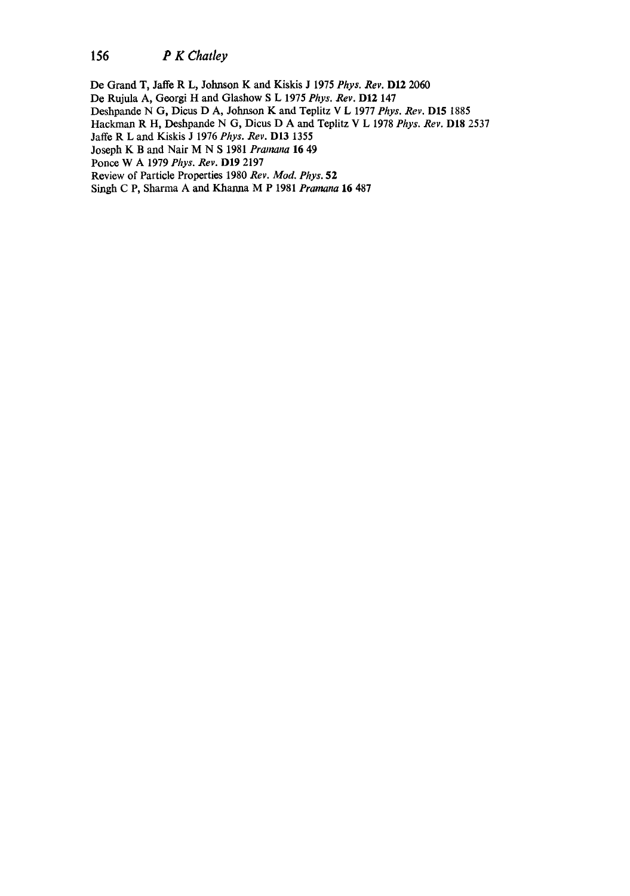De Grand T, Jaffe R L, Johnson K and Kiskis J 1975 *Phys. Rev.* **D12** 2060

De Rujula A, Georgi H and Glashow S L 1975 *Phys. Rev.* **D12** 147

Deshpande N G, Dicus D A, Johnson K and Teplitz V L 1977 *Phys. Rev.* **D15** 1885

Hackman R H, Deshpande N G, Dicus D A and Teplitz V L 1978 *Phys. Rev.* **D18** 2537

Jaffe R L and Kiskis J 1976 *Phys. Rev.* **D13** 1355

Joseph K B and Nair M N S 1981 *Pramana* **16** 49

Ponce W A 1979 *Phys. Rev.* **D19** 2197

Review of Particle Properties 1980 *Rev. Mod. Phys.* **52**

Singh C P, Sharma A and Khanna M P 1981 *Pramana* **16** 487